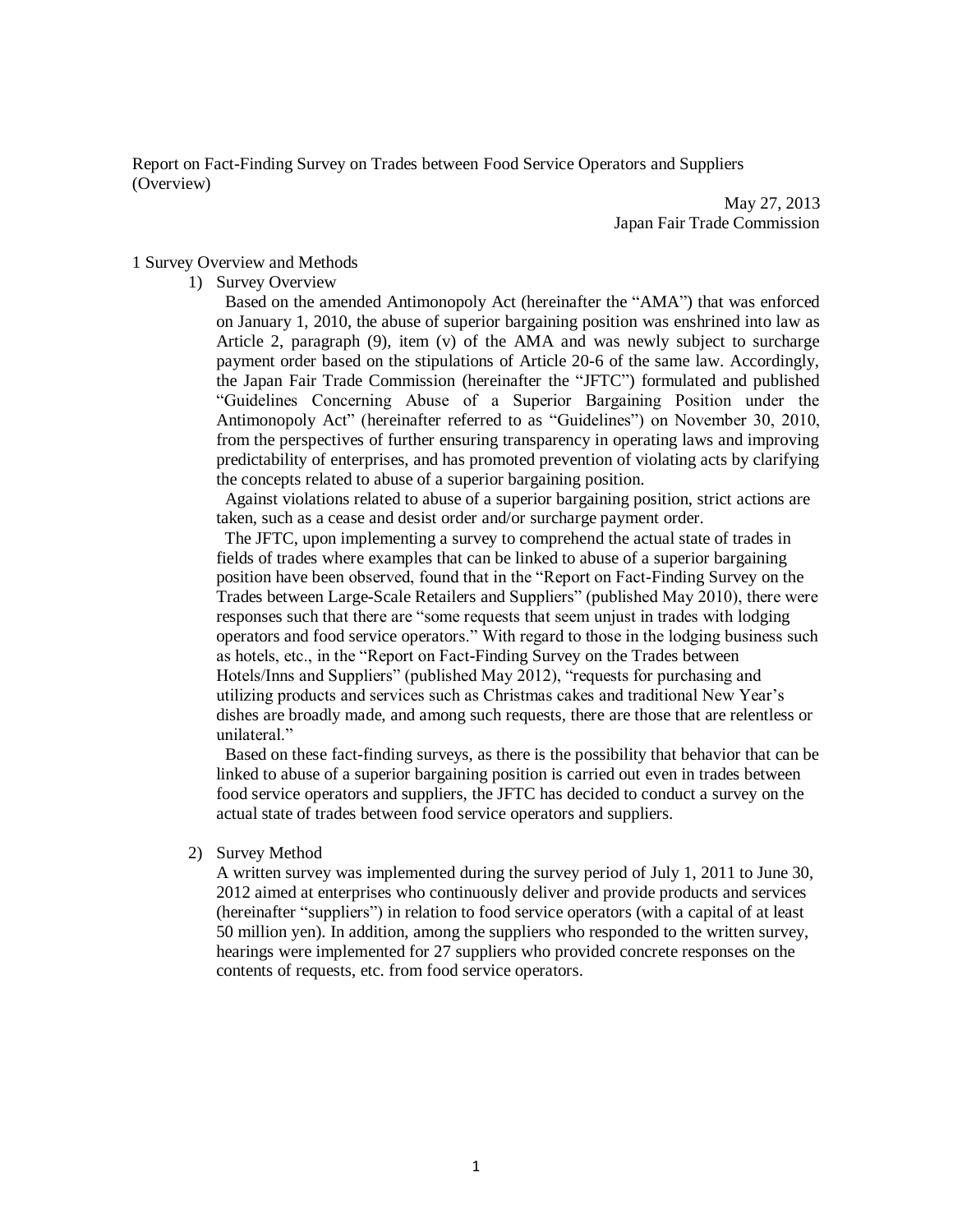Report on Fact-Finding Survey on Trades between Food Service Operators and Suppliers (Overview)

May 27, 2013
Japan Fair Trade Commission

## 1 Survey Overview and Methods

### 1) Survey Overview

Based on the amended Antimonopoly Act (hereinafter the "AMA") that was enforced on January 1, 2010, the abuse of superior bargaining position was enshrined into law as Article 2, paragraph (9), item (v) of the AMA and was newly subject to surcharge payment order based on the stipulations of Article 20-6 of the same law. Accordingly, the Japan Fair Trade Commission (hereinafter the "JFTC") formulated and published "Guidelines Concerning Abuse of a Superior Bargaining Position under the Antimonopoly Act" (hereinafter referred to as "Guidelines") on November 30, 2010, from the perspectives of further ensuring transparency in operating laws and improving predictability of enterprises, and has promoted prevention of violating acts by clarifying the concepts related to abuse of a superior bargaining position.

Against violations related to abuse of a superior bargaining position, strict actions are taken, such as a cease and desist order and/or surcharge payment order.

The JFTC, upon implementing a survey to comprehend the actual state of trades in fields of trades where examples that can be linked to abuse of a superior bargaining position have been observed, found that in the "Report on Fact-Finding Survey on the Trades between Large-Scale Retailers and Suppliers" (published May 2010), there were responses such that there are "some requests that seem unjust in trades with lodging operators and food service operators." With regard to those in the lodging business such as hotels, etc., in the "Report on Fact-Finding Survey on the Trades between Hotels/Inns and Suppliers" (published May 2012), "requests for purchasing and utilizing products and services such as Christmas cakes and traditional New Year's dishes are broadly made, and among such requests, there are those that are relentless or unilateral."

Based on these fact-finding surveys, as there is the possibility that behavior that can be linked to abuse of a superior bargaining position is carried out even in trades between food service operators and suppliers, the JFTC has decided to conduct a survey on the actual state of trades between food service operators and suppliers.

### 2) Survey Method

A written survey was implemented during the survey period of July 1, 2011 to June 30, 2012 aimed at enterprises who continuously deliver and provide products and services (hereinafter "suppliers") in relation to food service operators (with a capital of at least 50 million yen). In addition, among the suppliers who responded to the written survey, hearings were implemented for 27 suppliers who provided concrete responses on the contents of requests, etc. from food service operators.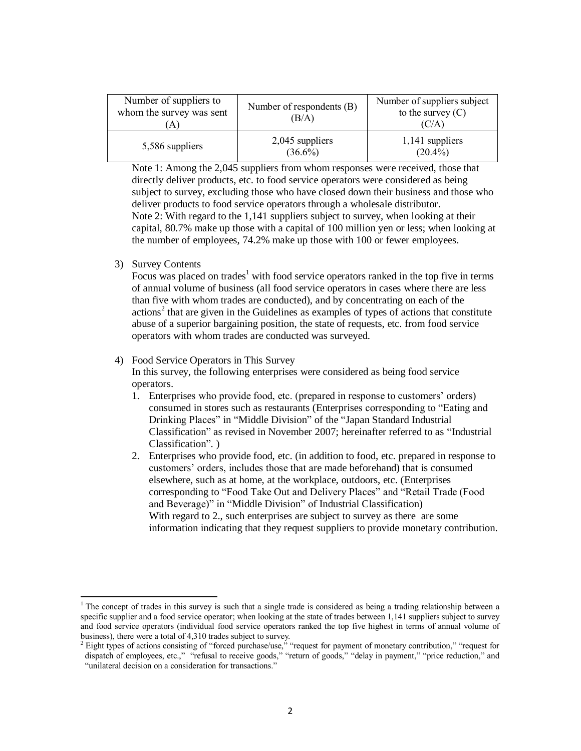| Number of suppliers to whom the survey was sent (A) | Number of respondents (B) (B/A) | Number of suppliers subject to the survey (C) (C/A) |
| --- | --- | --- |
| 5,586 suppliers | 2,045 suppliers (36.6%) | 1,141 suppliers (20.4%) |

Note 1: Among the 2,045 suppliers from whom responses were received, those that directly deliver products, etc. to food service operators were considered as being subject to survey, excluding those who have closed down their business and those who deliver products to food service operators through a wholesale distributor.
Note 2: With regard to the 1,141 suppliers subject to survey, when looking at their capital, 80.7% make up those with a capital of 100 million yen or less; when looking at the number of employees, 74.2% make up those with 100 or fewer employees.

3) Survey Contents
Focus was placed on trades[1] with food service operators ranked in the top five in terms of annual volume of business (all food service operators in cases where there are less than five with whom trades are conducted), and by concentrating on each of the actions[2] that are given in the Guidelines as examples of types of actions that constitute abuse of a superior bargaining position, the state of requests, etc. from food service operators with whom trades are conducted was surveyed.

4) Food Service Operators in This Survey
In this survey, the following enterprises were considered as being food service operators.
1. Enterprises who provide food, etc. (prepared in response to customers' orders) consumed in stores such as restaurants (Enterprises corresponding to "Eating and Drinking Places" in "Middle Division" of the "Japan Standard Industrial Classification" as revised in November 2007; hereinafter referred to as "Industrial Classification". )
2. Enterprises who provide food, etc. (in addition to food, etc. prepared in response to customers' orders, includes those that are made beforehand) that is consumed elsewhere, such as at home, at the workplace, outdoors, etc. (Enterprises corresponding to "Food Take Out and Delivery Places" and "Retail Trade (Food and Beverage)" in "Middle Division" of Industrial Classification)
With regard to 2., such enterprises are subject to survey as there are some information indicating that they request suppliers to provide monetary contribution.

---

[1] The concept of trades in this survey is such that a single trade is considered as being a trading relationship between a specific supplier and a food service operator; when looking at the state of trades between 1,141 suppliers subject to survey and food service operators (individual food service operators ranked the top five highest in terms of annual volume of business), there were a total of 4,310 trades subject to survey.

[2] Eight types of actions consisting of "forced purchase/use," "request for payment of monetary contribution," "request for dispatch of employees, etc.," "refusal to receive goods," "return of goods," "delay in payment," "price reduction," and "unilateral decision on a consideration for transactions."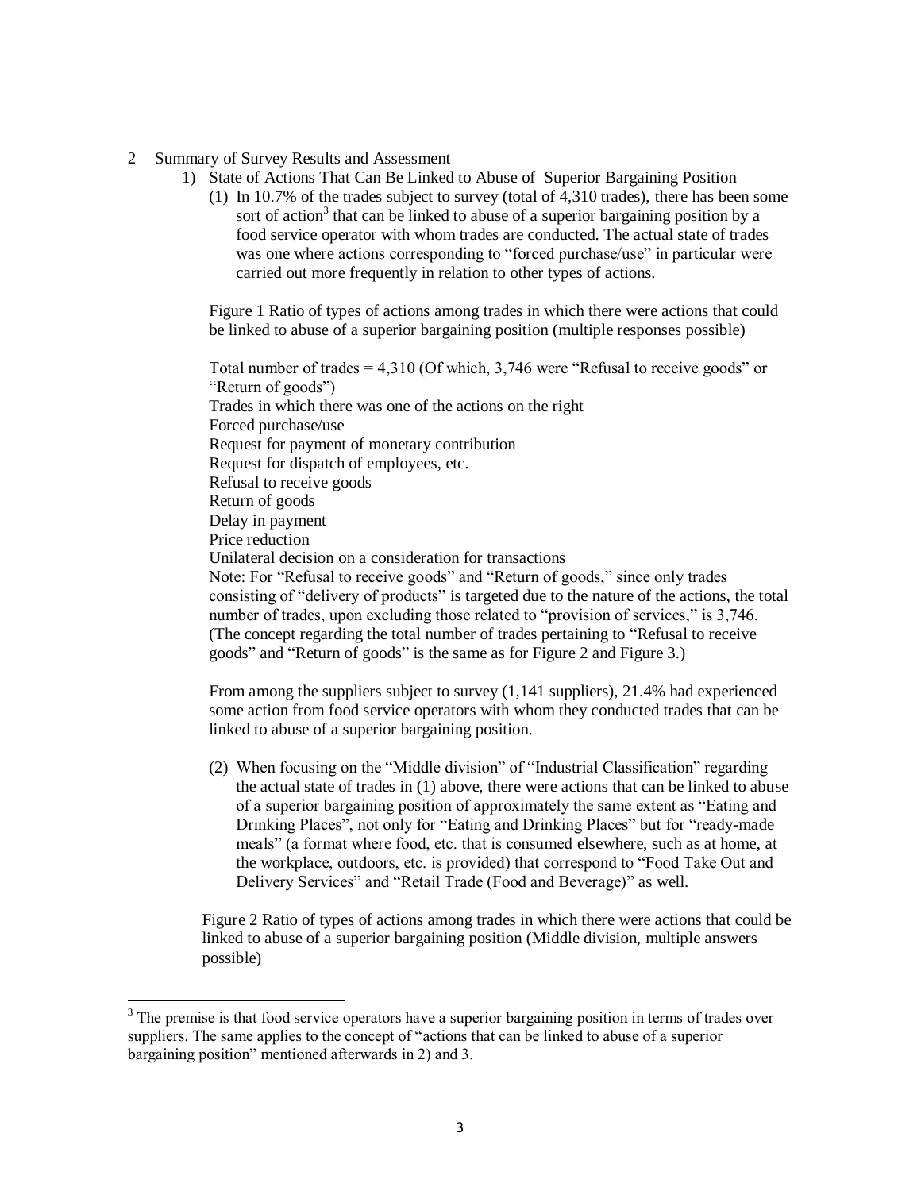2 Summary of Survey Results and Assessment

1) State of Actions That Can Be Linked to Abuse of Superior Bargaining Position

(1) In 10.7% of the trades subject to survey (total of 4,310 trades), there has been some sort of action[3] that can be linked to abuse of a superior bargaining position by a food service operator with whom trades are conducted. The actual state of trades was one where actions corresponding to "forced purchase/use" in particular were carried out more frequently in relation to other types of actions.

Figure 1 Ratio of types of actions among trades in which there were actions that could be linked to abuse of a superior bargaining position (multiple responses possible)

Total number of trades = 4,310 (Of which, 3,746 were "Refusal to receive goods" or "Return of goods")

Trades in which there was one of the actions on the right

Forced purchase/use

Request for payment of monetary contribution

Request for dispatch of employees, etc.

Refusal to receive goods

Return of goods

Delay in payment

Price reduction

Unilateral decision on a consideration for transactions

Note: For "Refusal to receive goods" and "Return of goods," since only trades consisting of "delivery of products" is targeted due to the nature of the actions, the total number of trades, upon excluding those related to "provision of services," is 3,746. (The concept regarding the total number of trades pertaining to "Refusal to receive goods" and "Return of goods" is the same as for Figure 2 and Figure 3.)

From among the suppliers subject to survey (1,141 suppliers), 21.4% had experienced some action from food service operators with whom they conducted trades that can be linked to abuse of a superior bargaining position.

(2) When focusing on the "Middle division" of "Industrial Classification" regarding the actual state of trades in (1) above, there were actions that can be linked to abuse of a superior bargaining position of approximately the same extent as "Eating and Drinking Places", not only for "Eating and Drinking Places" but for "ready-made meals" (a format where food, etc. that is consumed elsewhere, such as at home, at the workplace, outdoors, etc. is provided) that correspond to "Food Take Out and Delivery Services" and "Retail Trade (Food and Beverage)" as well.

Figure 2 Ratio of types of actions among trades in which there were actions that could be linked to abuse of a superior bargaining position (Middle division, multiple answers possible)

---

[3] The premise is that food service operators have a superior bargaining position in terms of trades over suppliers. The same applies to the concept of "actions that can be linked to abuse of a superior bargaining position" mentioned afterwards in 2) and 3.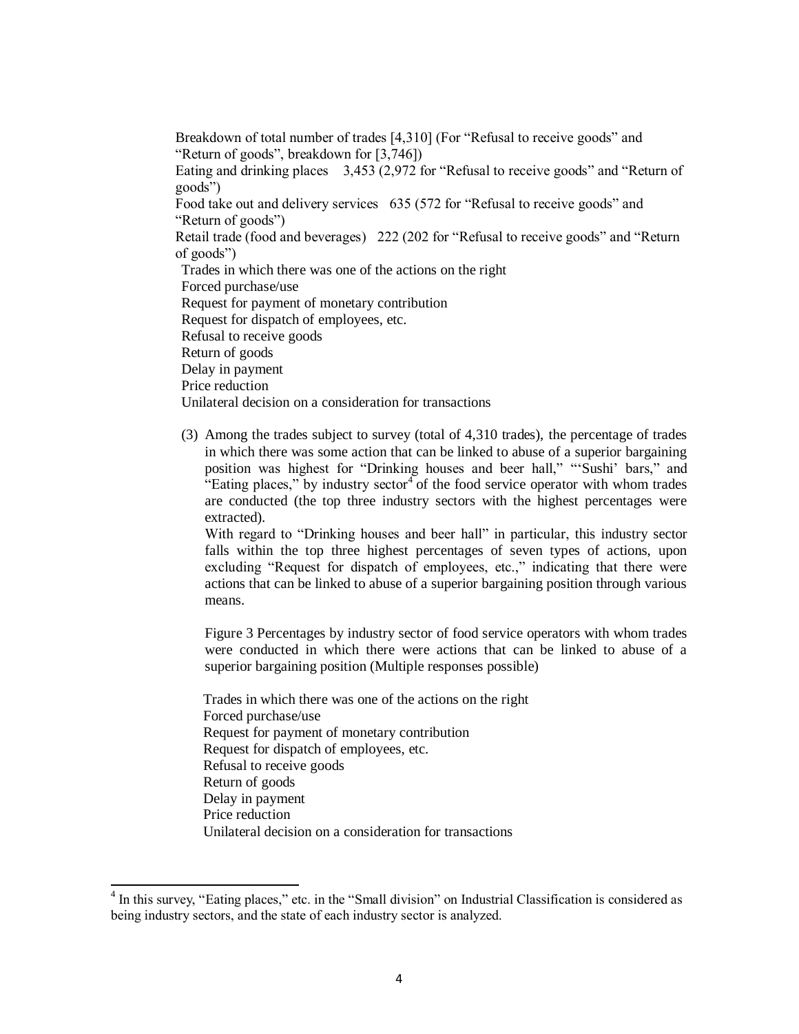Breakdown of total number of trades [4,310] (For “Refusal to receive goods” and “Return of goods”, breakdown for [3,746])

Eating and drinking places 3,453 (2,972 for “Refusal to receive goods” and “Return of goods”)

Food take out and delivery services 635 (572 for “Refusal to receive goods” and “Return of goods”)

Retail trade (food and beverages) 222 (202 for “Refusal to receive goods” and “Return of goods”)

Trades in which there was one of the actions on the right

Forced purchase/use

Request for payment of monetary contribution

Request for dispatch of employees, etc.

Refusal to receive goods

Return of goods

Delay in payment

Price reduction

Unilateral decision on a consideration for transactions

(3) Among the trades subject to survey (total of 4,310 trades), the percentage of trades in which there was some action that can be linked to abuse of a superior bargaining position was highest for “Drinking houses and beer hall,” “‘Sushi’ bars,” and “Eating places,” by industry sector[4] of the food service operator with whom trades are conducted (the top three industry sectors with the highest percentages were extracted).

With regard to “Drinking houses and beer hall” in particular, this industry sector falls within the top three highest percentages of seven types of actions, upon excluding “Request for dispatch of employees, etc.,” indicating that there were actions that can be linked to abuse of a superior bargaining position through various means.

Figure 3 Percentages by industry sector of food service operators with whom trades were conducted in which there were actions that can be linked to abuse of a superior bargaining position (Multiple responses possible)

Trades in which there was one of the actions on the right

Forced purchase/use

Request for payment of monetary contribution

Request for dispatch of employees, etc.

Refusal to receive goods

Return of goods

Delay in payment

Price reduction

Unilateral decision on a consideration for transactions

---

[4] In this survey, “Eating places,” etc. in the “Small division” on Industrial Classification is considered as being industry sectors, and the state of each industry sector is analyzed.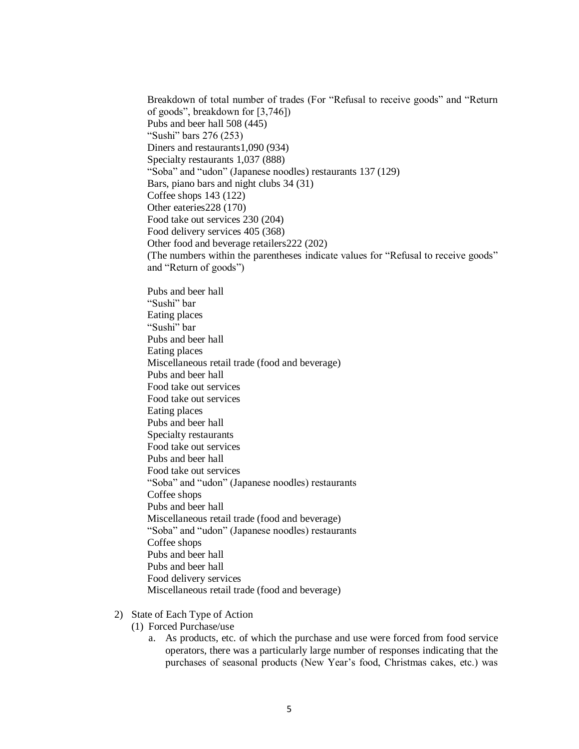Breakdown of total number of trades (For "Refusal to receive goods" and "Return of goods", breakdown for [3,746])
Pubs and beer hall 508 (445)
"Sushi" bars 276 (253)
Diners and restaurants1,090 (934)
Specialty restaurants 1,037 (888)
"Soba" and "udon" (Japanese noodles) restaurants 137 (129)
Bars, piano bars and night clubs 34 (31)
Coffee shops 143 (122)
Other eateries228 (170)
Food take out services 230 (204)
Food delivery services 405 (368)
Other food and beverage retailers222 (202)
(The numbers within the parentheses indicate values for "Refusal to receive goods" and "Return of goods")

Pubs and beer hall
"Sushi" bar
Eating places
"Sushi" bar
Pubs and beer hall
Eating places
Miscellaneous retail trade (food and beverage)
Pubs and beer hall
Food take out services
Food take out services
Eating places
Pubs and beer hall
Specialty restaurants
Food take out services
Pubs and beer hall
Food take out services
"Soba" and "udon" (Japanese noodles) restaurants
Coffee shops
Pubs and beer hall
Miscellaneous retail trade (food and beverage)
"Soba" and "udon" (Japanese noodles) restaurants
Coffee shops
Pubs and beer hall
Pubs and beer hall
Food delivery services
Miscellaneous retail trade (food and beverage)

2) State of Each Type of Action
   (1) Forced Purchase/use
      a. As products, etc. of which the purchase and use were forced from food service operators, there was a particularly large number of responses indicating that the purchases of seasonal products (New Year's food, Christmas cakes, etc.) was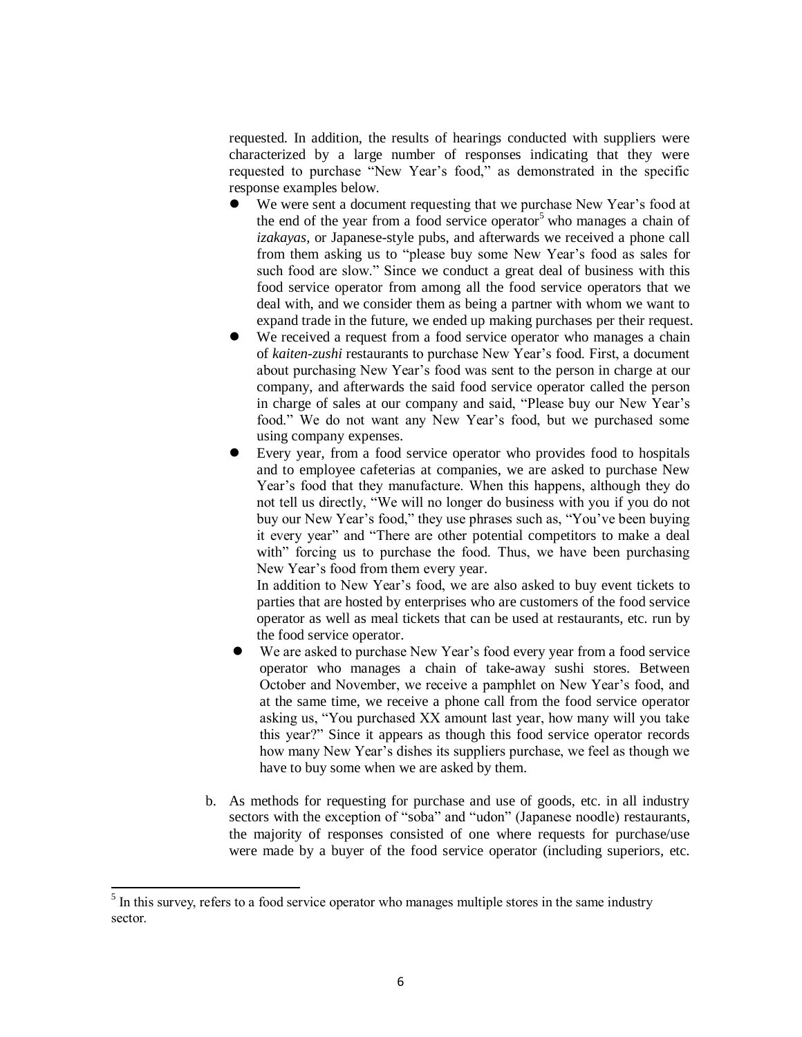requested. In addition, the results of hearings conducted with suppliers were characterized by a large number of responses indicating that they were requested to purchase "New Year's food," as demonstrated in the specific response examples below.

- We were sent a document requesting that we purchase New Year's food at the end of the year from a food service operator[5] who manages a chain of *izakayas*, or Japanese-style pubs, and afterwards we received a phone call from them asking us to "please buy some New Year's food as sales for such food are slow." Since we conduct a great deal of business with this food service operator from among all the food service operators that we deal with, and we consider them as being a partner with whom we want to expand trade in the future, we ended up making purchases per their request.
- We received a request from a food service operator who manages a chain of *kaiten-zushi* restaurants to purchase New Year's food. First, a document about purchasing New Year's food was sent to the person in charge at our company, and afterwards the said food service operator called the person in charge of sales at our company and said, "Please buy our New Year's food." We do not want any New Year's food, but we purchased some using company expenses.
- Every year, from a food service operator who provides food to hospitals and to employee cafeterias at companies, we are asked to purchase New Year's food that they manufacture. When this happens, although they do not tell us directly, "We will no longer do business with you if you do not buy our New Year's food," they use phrases such as, "You've been buying it every year" and "There are other potential competitors to make a deal with" forcing us to purchase the food. Thus, we have been purchasing New Year's food from them every year.

  In addition to New Year's food, we are also asked to buy event tickets to parties that are hosted by enterprises who are customers of the food service operator as well as meal tickets that can be used at restaurants, etc. run by the food service operator.
- We are asked to purchase New Year's food every year from a food service operator who manages a chain of take-away sushi stores. Between October and November, we receive a pamphlet on New Year's food, and at the same time, we receive a phone call from the food service operator asking us, "You purchased XX amount last year, how many will you take this year?" Since it appears as though this food service operator records how many New Year's dishes its suppliers purchase, we feel as though we have to buy some when we are asked by them.

b. As methods for requesting for purchase and use of goods, etc. in all industry sectors with the exception of "soba" and "udon" (Japanese noodle) restaurants, the majority of responses consisted of one where requests for purchase/use were made by a buyer of the food service operator (including superiors, etc.

---

[5] In this survey, refers to a food service operator who manages multiple stores in the same industry sector.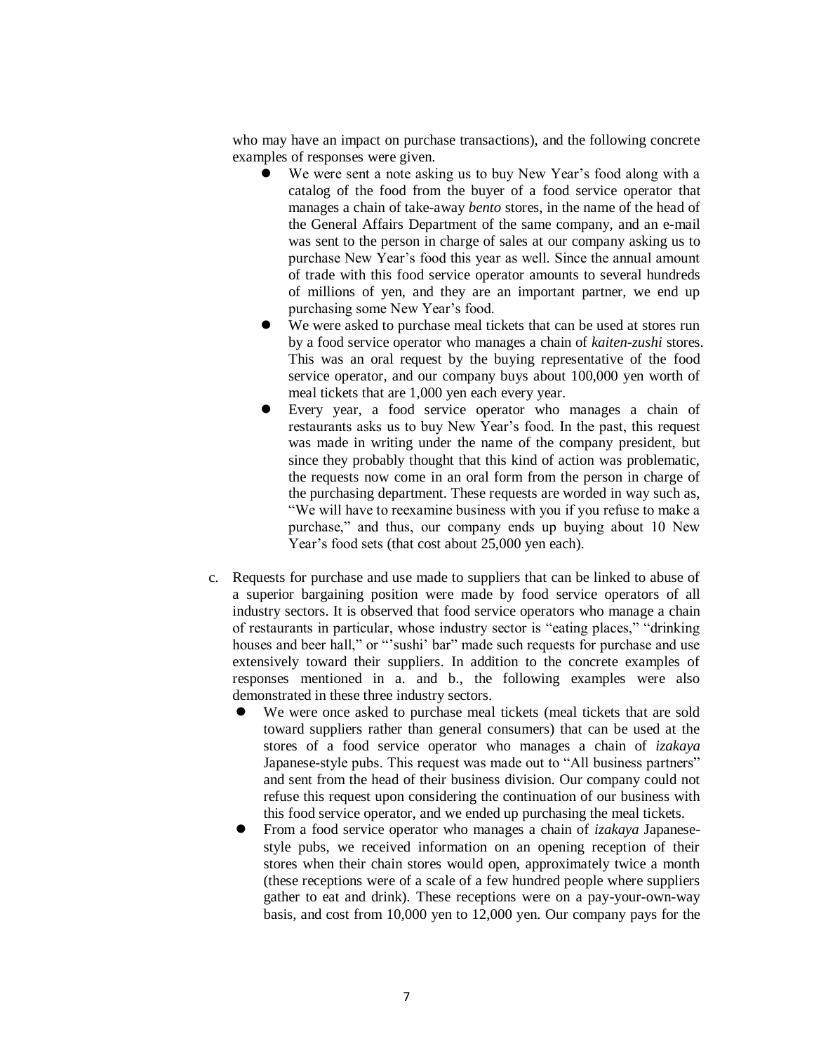who may have an impact on purchase transactions), and the following concrete examples of responses were given.

- We were sent a note asking us to buy New Year's food along with a catalog of the food from the buyer of a food service operator that manages a chain of take-away *bento* stores, in the name of the head of the General Affairs Department of the same company, and an e-mail was sent to the person in charge of sales at our company asking us to purchase New Year's food this year as well. Since the annual amount of trade with this food service operator amounts to several hundreds of millions of yen, and they are an important partner, we end up purchasing some New Year's food.
- We were asked to purchase meal tickets that can be used at stores run by a food service operator who manages a chain of *kaiten-zushi* stores. This was an oral request by the buying representative of the food service operator, and our company buys about 100,000 yen worth of meal tickets that are 1,000 yen each every year.
- Every year, a food service operator who manages a chain of restaurants asks us to buy New Year's food. In the past, this request was made in writing under the name of the company president, but since they probably thought that this kind of action was problematic, the requests now come in an oral form from the person in charge of the purchasing department. These requests are worded in way such as, "We will have to reexamine business with you if you refuse to make a purchase," and thus, our company ends up buying about 10 New Year's food sets (that cost about 25,000 yen each).

c. Requests for purchase and use made to suppliers that can be linked to abuse of a superior bargaining position were made by food service operators of all industry sectors. It is observed that food service operators who manage a chain of restaurants in particular, whose industry sector is "eating places," "drinking houses and beer hall," or "'sushi' bar" made such requests for purchase and use extensively toward their suppliers. In addition to the concrete examples of responses mentioned in a. and b., the following examples were also demonstrated in these three industry sectors.

- We were once asked to purchase meal tickets (meal tickets that are sold toward suppliers rather than general consumers) that can be used at the stores of a food service operator who manages a chain of *izakaya* Japanese-style pubs. This request was made out to "All business partners" and sent from the head of their business division. Our company could not refuse this request upon considering the continuation of our business with this food service operator, and we ended up purchasing the meal tickets.
- From a food service operator who manages a chain of *izakaya* Japanese-style pubs, we received information on an opening reception of their stores when their chain stores would open, approximately twice a month (these receptions were of a scale of a few hundred people where suppliers gather to eat and drink). These receptions were on a pay-your-own-way basis, and cost from 10,000 yen to 12,000 yen. Our company pays for the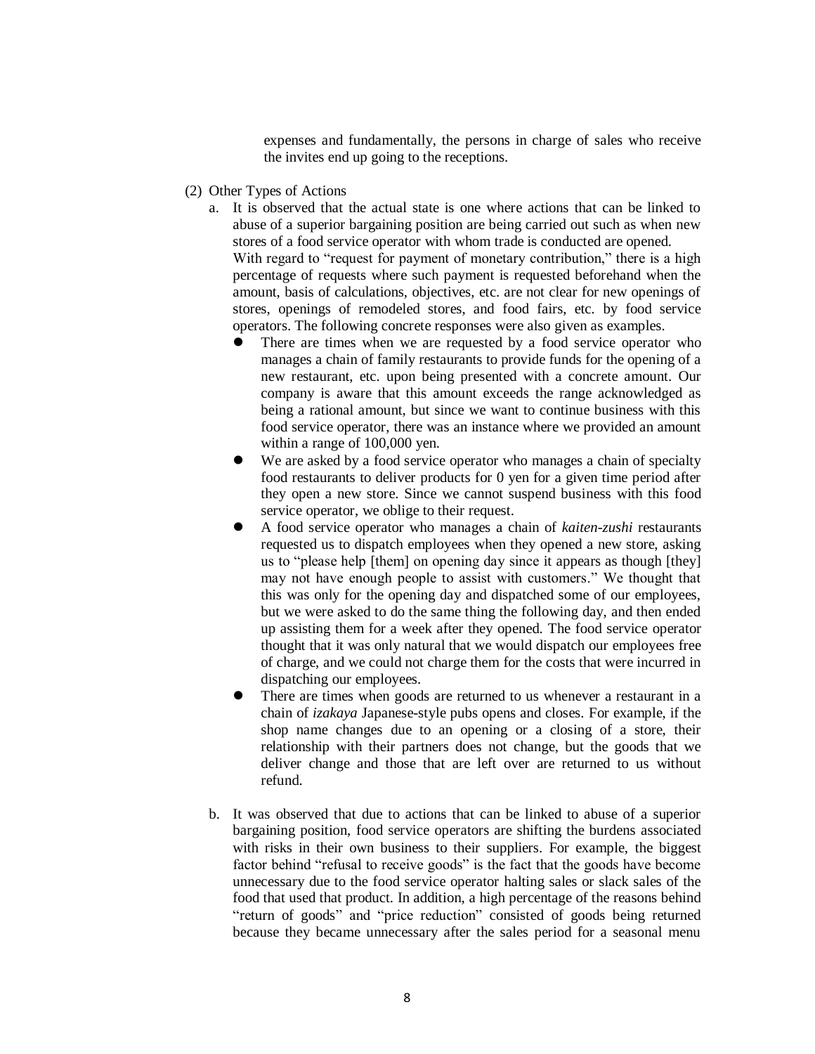expenses and fundamentally, the persons in charge of sales who receive the invites end up going to the receptions.

(2) Other Types of Actions

a. It is observed that the actual state is one where actions that can be linked to abuse of a superior bargaining position are being carried out such as when new stores of a food service operator with whom trade is conducted are opened.
With regard to "request for payment of monetary contribution," there is a high percentage of requests where such payment is requested beforehand when the amount, basis of calculations, objectives, etc. are not clear for new openings of stores, openings of remodeled stores, and food fairs, etc. by food service operators. The following concrete responses were also given as examples.

- There are times when we are requested by a food service operator who manages a chain of family restaurants to provide funds for the opening of a new restaurant, etc. upon being presented with a concrete amount. Our company is aware that this amount exceeds the range acknowledged as being a rational amount, but since we want to continue business with this food service operator, there was an instance where we provided an amount within a range of 100,000 yen.
- We are asked by a food service operator who manages a chain of specialty food restaurants to deliver products for 0 yen for a given time period after they open a new store. Since we cannot suspend business with this food service operator, we oblige to their request.
- A food service operator who manages a chain of *kaiten-zushi* restaurants requested us to dispatch employees when they opened a new store, asking us to "please help [them] on opening day since it appears as though [they] may not have enough people to assist with customers." We thought that this was only for the opening day and dispatched some of our employees, but we were asked to do the same thing the following day, and then ended up assisting them for a week after they opened. The food service operator thought that it was only natural that we would dispatch our employees free of charge, and we could not charge them for the costs that were incurred in dispatching our employees.
- There are times when goods are returned to us whenever a restaurant in a chain of *izakaya* Japanese-style pubs opens and closes. For example, if the shop name changes due to an opening or a closing of a store, their relationship with their partners does not change, but the goods that we deliver change and those that are left over are returned to us without refund.

b. It was observed that due to actions that can be linked to abuse of a superior bargaining position, food service operators are shifting the burdens associated with risks in their own business to their suppliers. For example, the biggest factor behind "refusal to receive goods" is the fact that the goods have become unnecessary due to the food service operator halting sales or slack sales of the food that used that product. In addition, a high percentage of the reasons behind "return of goods" and "price reduction" consisted of goods being returned because they became unnecessary after the sales period for a seasonal menu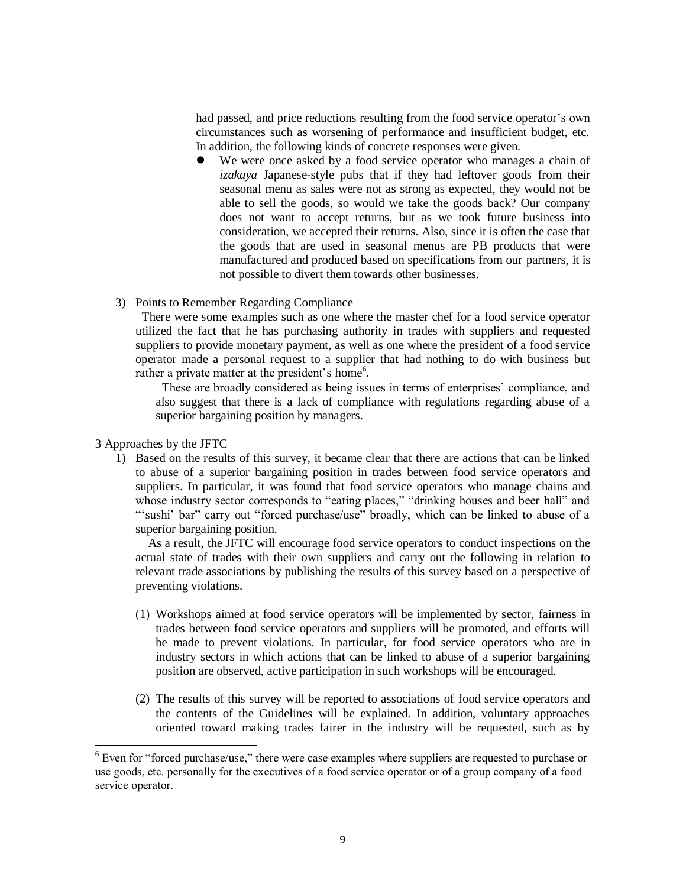had passed, and price reductions resulting from the food service operator's own circumstances such as worsening of performance and insufficient budget, etc. In addition, the following kinds of concrete responses were given.

- We were once asked by a food service operator who manages a chain of *izakaya* Japanese-style pubs that if they had leftover goods from their seasonal menu as sales were not as strong as expected, they would not be able to sell the goods, so would we take the goods back? Our company does not want to accept returns, but as we took future business into consideration, we accepted their returns. Also, since it is often the case that the goods that are used in seasonal menus are PB products that were manufactured and produced based on specifications from our partners, it is not possible to divert them towards other businesses.

3) Points to Remember Regarding Compliance

There were some examples such as one where the master chef for a food service operator utilized the fact that he has purchasing authority in trades with suppliers and requested suppliers to provide monetary payment, as well as one where the president of a food service operator made a personal request to a supplier that had nothing to do with business but rather a private matter at the president's home[6].

These are broadly considered as being issues in terms of enterprises' compliance, and also suggest that there is a lack of compliance with regulations regarding abuse of a superior bargaining position by managers.

3 Approaches by the JFTC

1) Based on the results of this survey, it became clear that there are actions that can be linked to abuse of a superior bargaining position in trades between food service operators and suppliers. In particular, it was found that food service operators who manage chains and whose industry sector corresponds to "eating places," "drinking houses and beer hall" and "'sushi' bar" carry out "forced purchase/use" broadly, which can be linked to abuse of a superior bargaining position.

As a result, the JFTC will encourage food service operators to conduct inspections on the actual state of trades with their own suppliers and carry out the following in relation to relevant trade associations by publishing the results of this survey based on a perspective of preventing violations.

(1) Workshops aimed at food service operators will be implemented by sector, fairness in trades between food service operators and suppliers will be promoted, and efforts will be made to prevent violations. In particular, for food service operators who are in industry sectors in which actions that can be linked to abuse of a superior bargaining position are observed, active participation in such workshops will be encouraged.

(2) The results of this survey will be reported to associations of food service operators and the contents of the Guidelines will be explained. In addition, voluntary approaches oriented toward making trades fairer in the industry will be requested, such as by

[6] Even for "forced purchase/use," there were case examples where suppliers are requested to purchase or use goods, etc. personally for the executives of a food service operator or of a group company of a food service operator.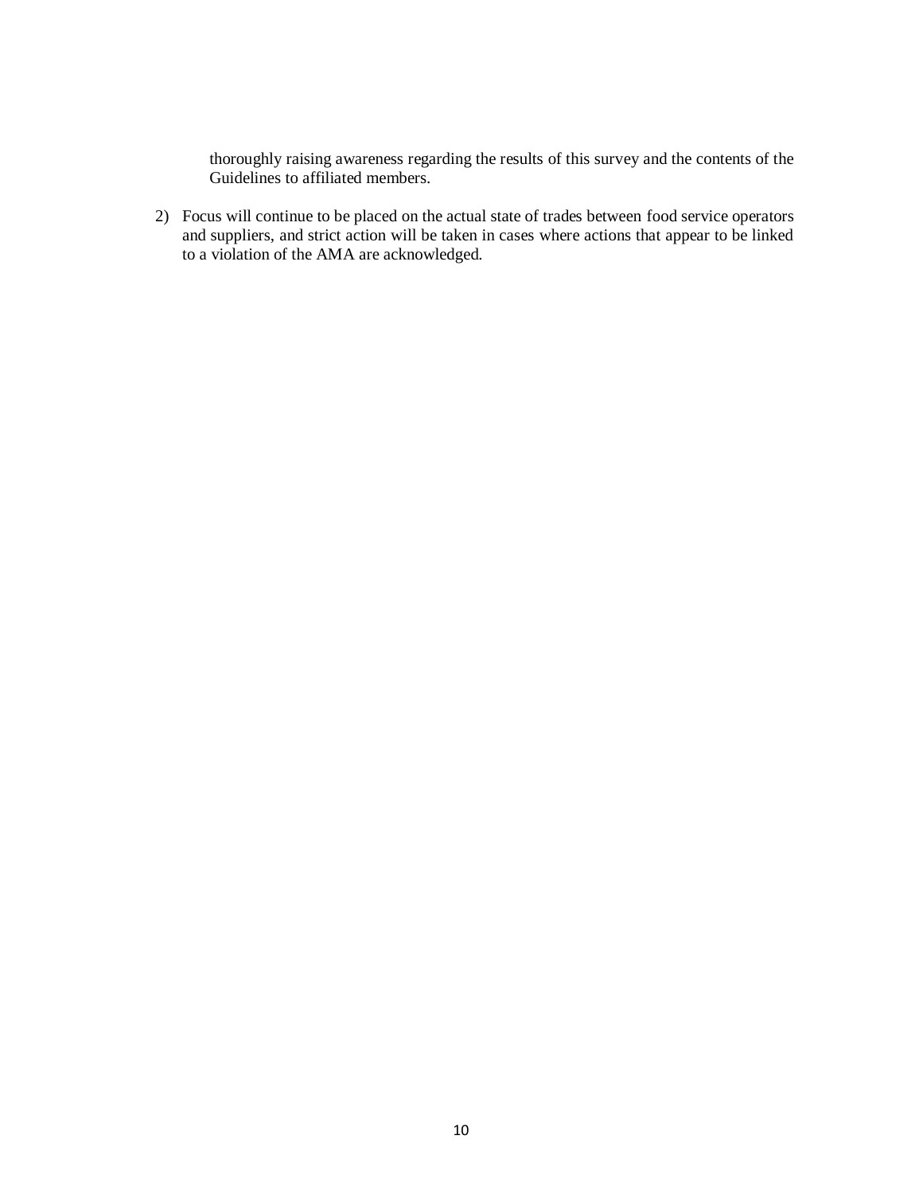thoroughly raising awareness regarding the results of this survey and the contents of the Guidelines to affiliated members.

2) Focus will continue to be placed on the actual state of trades between food service operators and suppliers, and strict action will be taken in cases where actions that appear to be linked to a violation of the AMA are acknowledged.